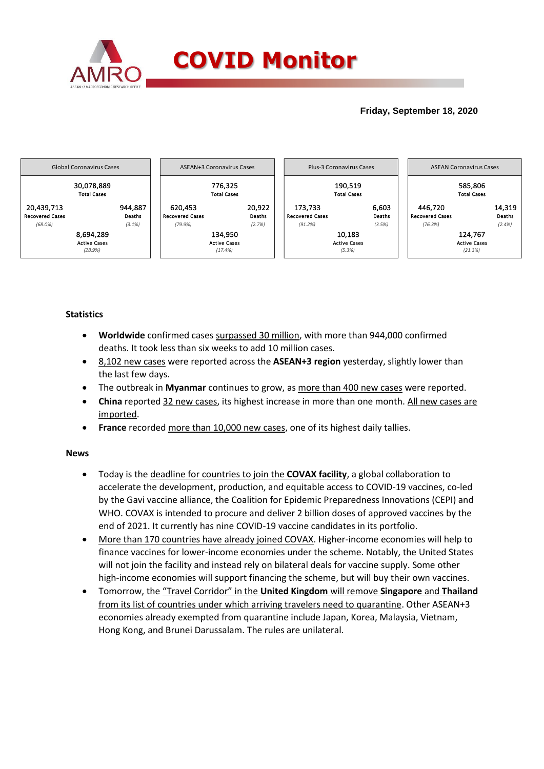# COVID Monitor

**Friday, September 18, 2020**

| Global Coronavirus Cases | | |
|---|---|---|
| | 30,078,889 Total Cases | |
| 20,439,713 Recovered Cases *(68.0%)* | | 944,887 Deaths *(3.1%)* |
| | 8,694,289 Active Cases *(28.9%)* | |

| ASEAN+3 Coronavirus Cases | | |
|---|---|---|
| | 776,325 Total Cases | |
| 620,453 Recovered Cases *(79.9%)* | | 20,922 Deaths *(2.7%)* |
| | 134,950 Active Cases *(17.4%)* | |

| Plus-3 Coronavirus Cases | | |
|---|---|---|
| | 190,519 Total Cases | |
| 173,733 Recovered Cases *(91.2%)* | | 6,603 Deaths *(3.5%)* |
| | 10,183 Active Cases *(5.3%)* | |

| ASEAN Coronavirus Cases | | |
|---|---|---|
| | 585,806 Total Cases | |
| 446,720 Recovered Cases *(76.3%)* | | 14,319 Deaths *(2.4%)* |
| | 124,767 Active Cases *(21.3%)* | |

### Statistics

- **Worldwide** confirmed cases surpassed 30 million, with more than 944,000 confirmed deaths. It took less than six weeks to add 10 million cases.
- 8,102 new cases were reported across the **ASEAN+3 region** yesterday, slightly lower than the last few days.
- The outbreak in **Myanmar** continues to grow, as more than 400 new cases were reported.
- **China** reported 32 new cases, its highest increase in more than one month. All new cases are imported.
- **France** recorded more than 10,000 new cases, one of its highest daily tallies.

### News

- Today is the deadline for countries to join the **COVAX facility**, a global collaboration to accelerate the development, production, and equitable access to COVID-19 vaccines, co-led by the Gavi vaccine alliance, the Coalition for Epidemic Preparedness Innovations (CEPI) and WHO. COVAX is intended to procure and deliver 2 billion doses of approved vaccines by the end of 2021. It currently has nine COVID-19 vaccine candidates in its portfolio.
- More than 170 countries have already joined COVAX. Higher-income economies will help to finance vaccines for lower-income economies under the scheme. Notably, the United States will not join the facility and instead rely on bilateral deals for vaccine supply. Some other high-income economies will support financing the scheme, but will buy their own vaccines.
- Tomorrow, the "Travel Corridor" in the **United Kingdom** will remove **Singapore** and **Thailand** from its list of countries under which arriving travelers need to quarantine. Other ASEAN+3 economies already exempted from quarantine include Japan, Korea, Malaysia, Vietnam, Hong Kong, and Brunei Darussalam. The rules are unilateral.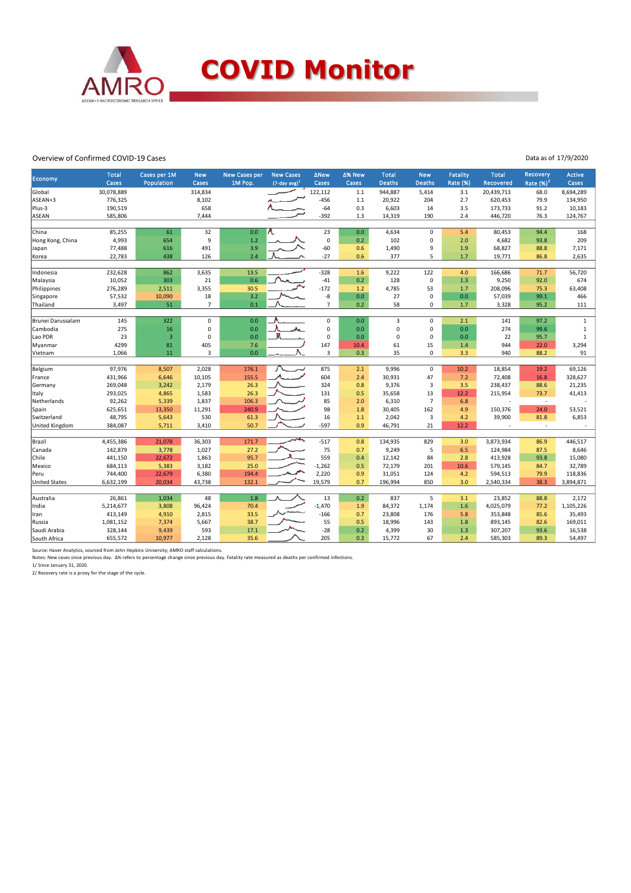# COVID Monitor

Overview of Confirmed COVID-19 Cases

Data as of 17/9/2020

| Economy | Total Cases | Cases per 1M Population | New Cases | New Cases per 1M Pop. | New Cases (7-day avg)[1] | ΔNew Cases | Δ% New Cases | Total Deaths | New Deaths | Fatality Rate (%) | Total Recovered | Recovery Rate (%)[2] | Active Cases |
|---|---|---|---|---|---|---|---|---|---|---|---|---|---|
| Global | 30,078,889 | | 314,834 | | | 122,112 | 1.1 | 944,887 | 5,414 | 3.1 | 20,439,713 | 68.0 | 8,694,289 |
| ASEAN+3 | 776,325 | | 8,102 | | | -456 | 1.1 | 20,922 | 204 | 2.7 | 620,453 | 79.9 | 134,950 |
| Plus-3 | 190,519 | | 658 | | | -64 | 0.3 | 6,603 | 14 | 3.5 | 173,733 | 91.2 | 10,183 |
| ASEAN | 585,806 | | 7,444 | | | -392 | 1.3 | 14,319 | 190 | 2.4 | 446,720 | 76.3 | 124,767 |
| | | | | | | | | | | | | | |
| China | 85,255 | 61 | 32 | 0.0 | | 23 | 0.0 | 4,634 | 0 | 5.4 | 80,453 | 94.4 | 168 |
| Hong Kong, China | 4,993 | 654 | 9 | 1.2 | | 0 | 0.2 | 102 | 0 | 2.0 | 4,682 | 93.8 | 209 |
| Japan | 77,488 | 616 | 491 | 3.9 | | -60 | 0.6 | 1,490 | 9 | 1.9 | 68,827 | 88.8 | 7,171 |
| Korea | 22,783 | 438 | 126 | 2.4 | | -27 | 0.6 | 377 | 5 | 1.7 | 19,771 | 86.8 | 2,635 |
| | | | | | | | | | | | | | |
| Indonesia | 232,628 | 862 | 3,635 | 13.5 | | -328 | 1.6 | 9,222 | 122 | 4.0 | 166,686 | 71.7 | 56,720 |
| Malaysia | 10,052 | 303 | 21 | 0.6 | | -41 | 0.2 | 128 | 0 | 1.3 | 9,250 | 92.0 | 674 |
| Philippines | 276,289 | 2,511 | 3,355 | 30.5 | | -172 | 1.2 | 4,785 | 53 | 1.7 | 208,096 | 75.3 | 63,408 |
| Singapore | 57,532 | 10,090 | 18 | 3.2 | | -8 | 0.0 | 27 | 0 | 0.0 | 57,039 | 99.1 | 466 |
| Thailand | 3,497 | 51 | 7 | 0.1 | | 7 | 0.2 | 58 | 0 | 1.7 | 3,328 | 95.2 | 111 |
| | | | | | | | | | | | | | |
| Brunei Darussalam | 145 | 322 | 0 | 0.0 | | 0 | 0.0 | 3 | 0 | 2.1 | 141 | 97.2 | 1 |
| Cambodia | 275 | 16 | 0 | 0.0 | | 0 | 0.0 | 0 | 0 | 0.0 | 274 | 99.6 | 1 |
| Lao PDR | 23 | 3 | 0 | 0.0 | | 0 | 0.0 | 0 | 0 | 0.0 | 22 | 95.7 | 1 |
| Myanmar | 4299 | 81 | 405 | 7.6 | | 147 | 10.4 | 61 | 15 | 1.4 | 944 | 22.0 | 3,294 |
| Vietnam | 1,066 | 11 | 3 | 0.0 | | 3 | 0.3 | 35 | 0 | 3.3 | 940 | 88.2 | 91 |
| | | | | | | | | | | | | | |
| Belgium | 97,976 | 8,507 | 2,028 | 176.1 | | 875 | 2.1 | 9,996 | 0 | 10.2 | 18,854 | 19.2 | 69,126 |
| France | 431,966 | 6,646 | 10,105 | 155.5 | | 604 | 2.4 | 30,931 | 47 | 7.2 | 72,408 | 16.8 | 328,627 |
| Germany | 269,048 | 3,242 | 2,179 | 26.3 | | 324 | 0.8 | 9,376 | 3 | 3.5 | 238,437 | 88.6 | 21,235 |
| Italy | 293,025 | 4,865 | 1,583 | 26.3 | | 131 | 0.5 | 35,658 | 13 | 12.2 | 215,954 | 73.7 | 41,413 |
| Netherlands | 92,262 | 5,339 | 1,837 | 106.3 | | 85 | 2.0 | 6,310 | 7 | 6.8 | - | - | - |
| Spain | 625,651 | 13,350 | 11,291 | 240.9 | | 98 | 1.8 | 30,405 | 162 | 4.9 | 150,376 | 24.0 | 53,521 |
| Switzerland | 48,795 | 5,643 | 530 | 61.3 | | 16 | 1.1 | 2,042 | 3 | 4.2 | 39,900 | 81.8 | 6,853 |
| United Kingdom | 384,087 | 5,711 | 3,410 | 50.7 | | -597 | 0.9 | 46,791 | 21 | 12.2 | - | - | - |
| | | | | | | | | | | | | | |
| Brazil | 4,455,386 | 21,078 | 36,303 | 171.7 | | -517 | 0.8 | 134,935 | 829 | 3.0 | 3,873,934 | 86.9 | 446,517 |
| Canada | 142,879 | 3,778 | 1,027 | 27.2 | | 75 | 0.7 | 9,249 | 5 | 6.5 | 124,984 | 87.5 | 8,646 |
| Chile | 441,150 | 22,672 | 1,863 | 95.7 | | 559 | 0.4 | 12,142 | 84 | 2.8 | 413,928 | 93.8 | 15,080 |
| Mexico | 684,113 | 5,383 | 3,182 | 25.0 | | -1,262 | 0.5 | 72,179 | 201 | 10.6 | 579,145 | 84.7 | 32,789 |
| Peru | 744,400 | 22,679 | 6,380 | 194.4 | | 2,220 | 0.9 | 31,051 | 124 | 4.2 | 594,513 | 79.9 | 118,836 |
| United States | 6,632,199 | 20,034 | 43,738 | 132.1 | | 19,579 | 0.7 | 196,994 | 850 | 3.0 | 2,540,334 | 38.3 | 3,894,871 |
| | | | | | | | | | | | | | |
| Australia | 26,861 | 1,034 | 48 | 1.8 | | 13 | 0.2 | 837 | 5 | 3.1 | 23,852 | 88.8 | 2,172 |
| India | 5,214,677 | 3,808 | 96,424 | 70.4 | | -1,470 | 1.9 | 84,372 | 1,174 | 1.6 | 4,025,079 | 77.2 | 1,105,226 |
| Iran | 413,149 | 4,910 | 2,815 | 33.5 | | -166 | 0.7 | 23,808 | 176 | 5.8 | 353,848 | 85.6 | 35,493 |
| Russia | 1,081,152 | 7,374 | 5,667 | 38.7 | | 55 | 0.5 | 18,996 | 143 | 1.8 | 893,145 | 82.6 | 169,011 |
| Saudi Arabia | 328,144 | 9,439 | 593 | 17.1 | | -28 | 0.2 | 4,399 | 30 | 1.3 | 307,207 | 93.6 | 16,538 |
| South Africa | 655,572 | 10,977 | 2,128 | 35.6 | | 205 | 0.3 | 15,772 | 67 | 2.4 | 585,303 | 89.3 | 54,497 |

Source: Haver Analytics, sourced from John Hopkins University; AMRO staff calculations.

Notes: New cases since previous day. Δ% refers to percentage change since previous day. Fatality rate measured as deaths per confirmed infections.

1/ Since January 31, 2020.

2/ Recovery rate is a proxy for the stage of the cycle.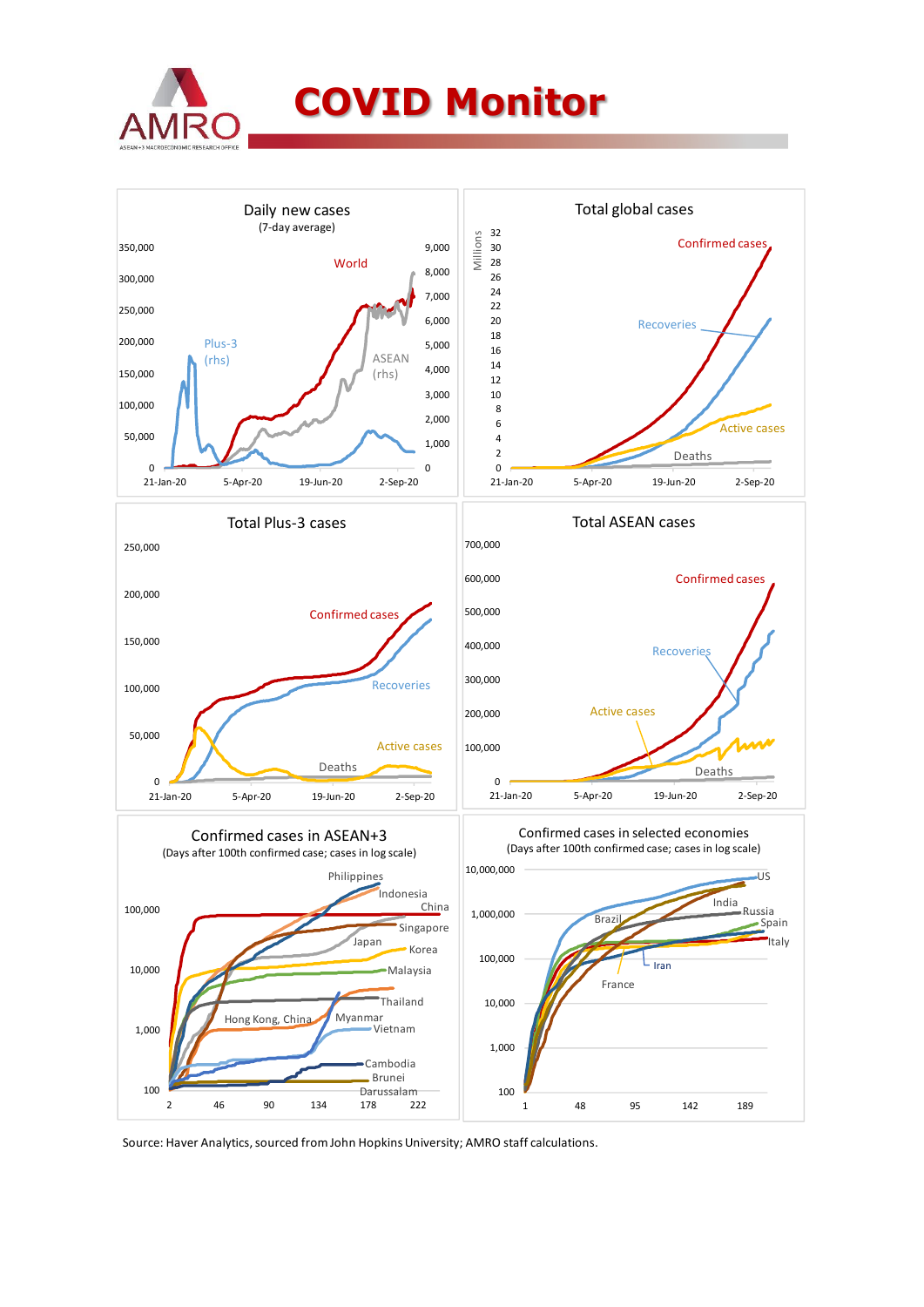# COVID Monitor

AMRO
ASEAN+3 MACROECONOMIC RESEARCH OFFICE

## Daily new cases
(7-day average)

350,000
300,000
250,000
200,000
150,000
100,000
50,000
0

9,000
8,000
7,000
6,000
5,000
4,000
3,000
2,000
1,000
0

World
Plus-3 (rhs)
ASEAN (rhs)

21-Jan-20 5-Apr-20 19-Jun-20 2-Sep-20

## Total global cases

Millions
32 30 28 26 24 22 20 18 16 14 12 10 8 6 4 2 0

Confirmed cases
Recoveries
Active cases
Deaths

21-Jan-20 5-Apr-20 19-Jun-20 2-Sep-20

## Total Plus-3 cases

250,000
200,000
150,000
100,000
50,000
0

Confirmed cases
Recoveries
Active cases
Deaths

21-Jan-20 5-Apr-20 19-Jun-20 2-Sep-20

## Total ASEAN cases

700,000
600,000
500,000
400,000
300,000
200,000
100,000
0

Confirmed cases
Recoveries
Active cases
Deaths

21-Jan-20 5-Apr-20 19-Jun-20 2-Sep-20

## Confirmed cases in ASEAN+3
(Days after 100th confirmed case; cases in log scale)

100,000
10,000
1,000
100

Philippines
Indonesia
China
Singapore
Japan
Korea
Malaysia
Thailand
Hong Kong, China
Myanmar
Vietnam
Cambodia
Brunei Darussalam

2 46 90 134 178 222

## Confirmed cases in selected economies
(Days after 100th confirmed case; cases in log scale)

10,000,000
1,000,000
100,000
10,000
1,000
100

US
India
Brazil
Russia
Spain
Italy
Iran
France

1 48 95 142 189

Source: Haver Analytics, sourced from John Hopkins University; AMRO staff calculations.